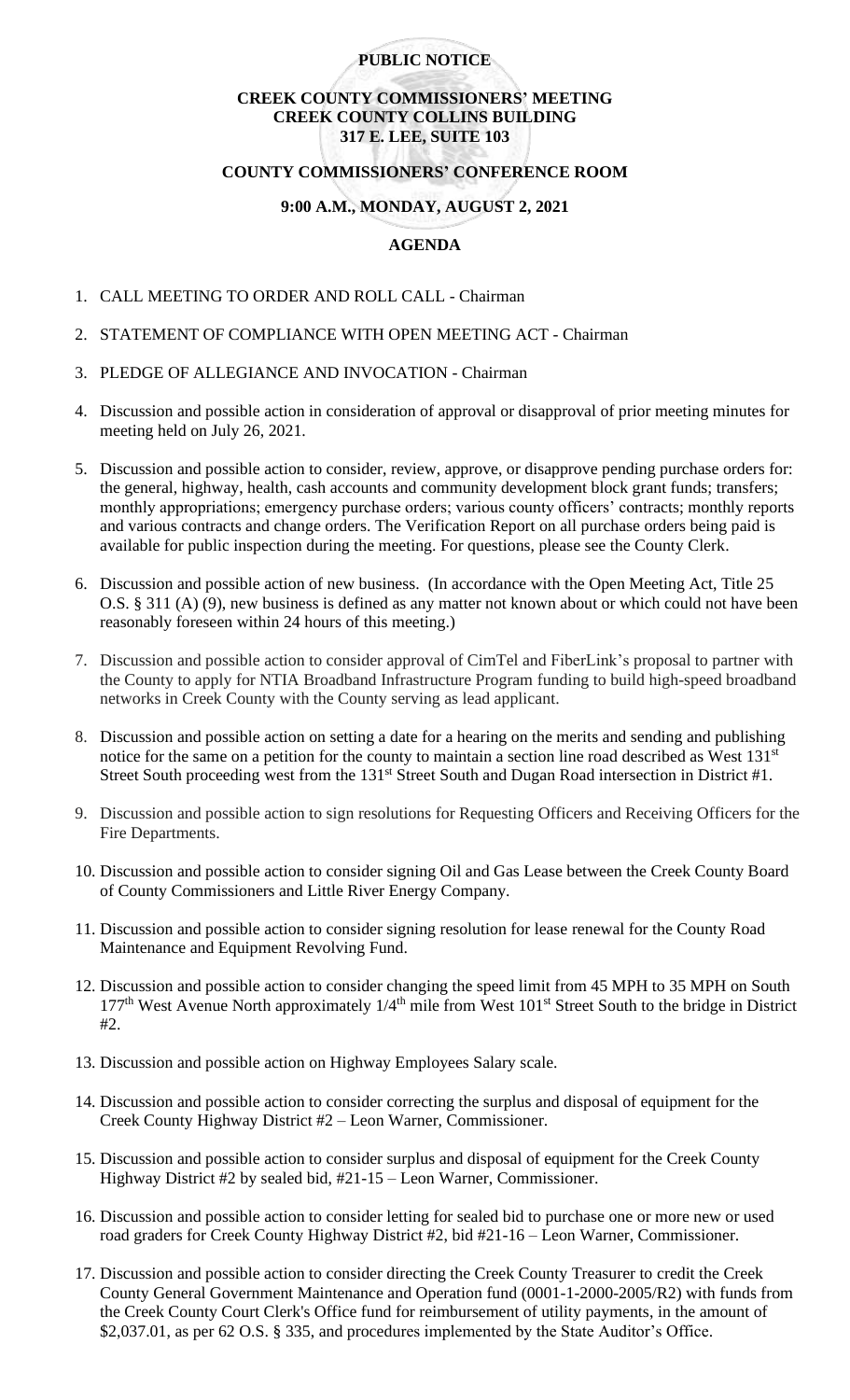**PUBLIC NOTICE**

**CREEK COUNTY COMMISSIONERS' MEETING**
**CREEK COUNTY COLLINS BUILDING**
**317 E. LEE, SUITE 103**

**COUNTY COMMISSIONERS' CONFERENCE ROOM**

**9:00 A.M., MONDAY, AUGUST 2, 2021**

**AGENDA**

1. CALL MEETING TO ORDER AND ROLL CALL - Chairman
2. STATEMENT OF COMPLIANCE WITH OPEN MEETING ACT - Chairman
3. PLEDGE OF ALLEGIANCE AND INVOCATION - Chairman
4. Discussion and possible action in consideration of approval or disapproval of prior meeting minutes for meeting held on July 26, 2021.
5. Discussion and possible action to consider, review, approve, or disapprove pending purchase orders for: the general, highway, health, cash accounts and community development block grant funds; transfers; monthly appropriations; emergency purchase orders; various county officers' contracts; monthly reports and various contracts and change orders. The Verification Report on all purchase orders being paid is available for public inspection during the meeting. For questions, please see the County Clerk.
6. Discussion and possible action of new business. (In accordance with the Open Meeting Act, Title 25 O.S. § 311 (A) (9), new business is defined as any matter not known about or which could not have been reasonably foreseen within 24 hours of this meeting.)
7. Discussion and possible action to consider approval of CimTel and FiberLink's proposal to partner with the County to apply for NTIA Broadband Infrastructure Program funding to build high-speed broadband networks in Creek County with the County serving as lead applicant.
8. Discussion and possible action on setting a date for a hearing on the merits and sending and publishing notice for the same on a petition for the county to maintain a section line road described as West 131st Street South proceeding west from the 131st Street South and Dugan Road intersection in District #1.
9. Discussion and possible action to sign resolutions for Requesting Officers and Receiving Officers for the Fire Departments.
10. Discussion and possible action to consider signing Oil and Gas Lease between the Creek County Board of County Commissioners and Little River Energy Company.
11. Discussion and possible action to consider signing resolution for lease renewal for the County Road Maintenance and Equipment Revolving Fund.
12. Discussion and possible action to consider changing the speed limit from 45 MPH to 35 MPH on South 177th West Avenue North approximately 1/4th mile from West 101st Street South to the bridge in District #2.
13. Discussion and possible action on Highway Employees Salary scale.
14. Discussion and possible action to consider correcting the surplus and disposal of equipment for the Creek County Highway District #2 – Leon Warner, Commissioner.
15. Discussion and possible action to consider surplus and disposal of equipment for the Creek County Highway District #2 by sealed bid, #21-15 – Leon Warner, Commissioner.
16. Discussion and possible action to consider letting for sealed bid to purchase one or more new or used road graders for Creek County Highway District #2, bid #21-16 – Leon Warner, Commissioner.
17. Discussion and possible action to consider directing the Creek County Treasurer to credit the Creek County General Government Maintenance and Operation fund (0001-1-2000-2005/R2) with funds from the Creek County Court Clerk's Office fund for reimbursement of utility payments, in the amount of $2,037.01, as per 62 O.S. § 335, and procedures implemented by the State Auditor's Office.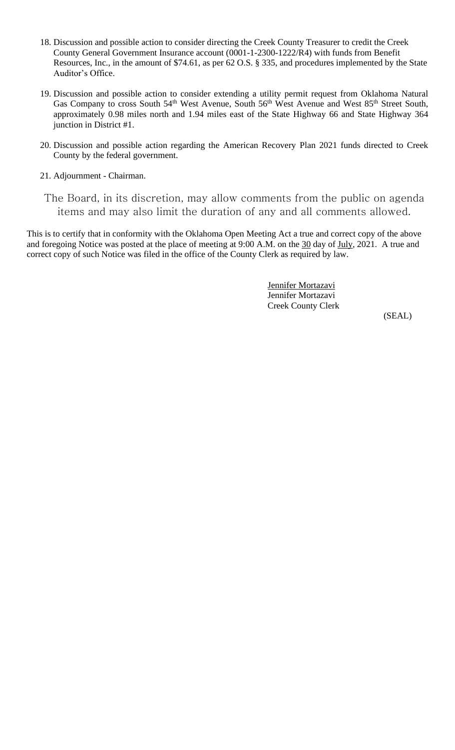18. Discussion and possible action to consider directing the Creek County Treasurer to credit the Creek County General Government Insurance account (0001-1-2300-1222/R4) with funds from Benefit Resources, Inc., in the amount of $74.61, as per 62 O.S. § 335, and procedures implemented by the State Auditor's Office.

19. Discussion and possible action to consider extending a utility permit request from Oklahoma Natural Gas Company to cross South 54th West Avenue, South 56th West Avenue and West 85th Street South, approximately 0.98 miles north and 1.94 miles east of the State Highway 66 and State Highway 364 junction in District #1.

20. Discussion and possible action regarding the American Recovery Plan 2021 funds directed to Creek County by the federal government.

21. Adjournment - Chairman.

The Board, in its discretion, may allow comments from the public on agenda items and may also limit the duration of any and all comments allowed.

This is to certify that in conformity with the Oklahoma Open Meeting Act a true and correct copy of the above and foregoing Notice was posted at the place of meeting at 9:00 A.M. on the 30 day of July, 2021. A true and correct copy of such Notice was filed in the office of the County Clerk as required by law.

Jennifer Mortazavi
Jennifer Mortazavi
Creek County Clerk

(SEAL)